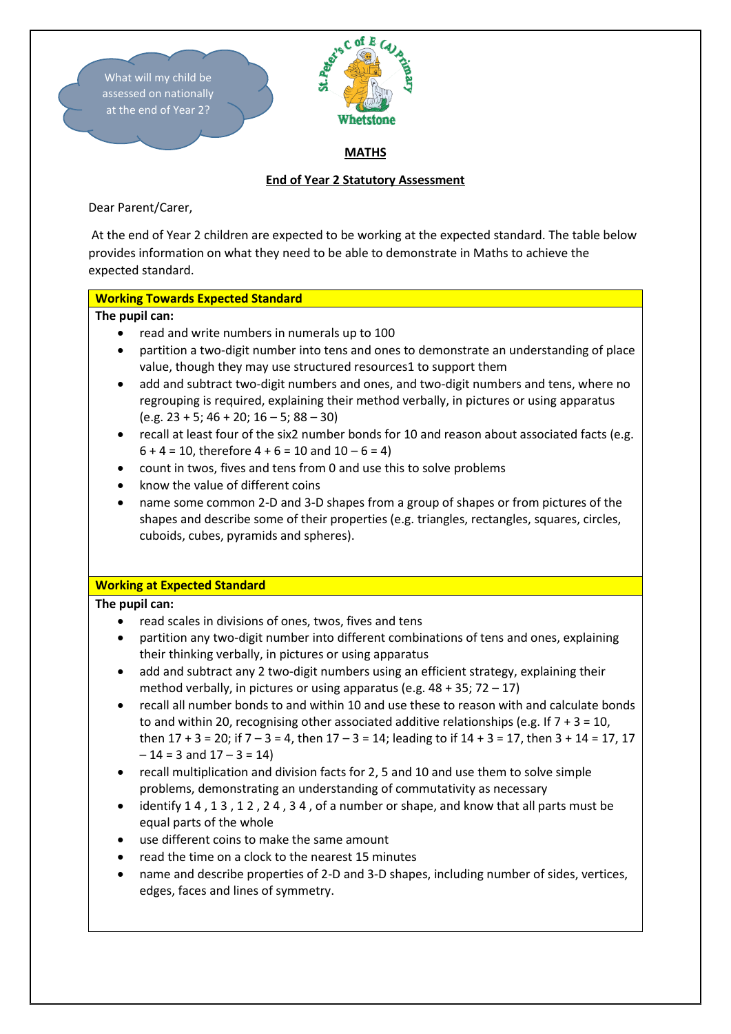What will my child be assessed on nationally at the end of Year 2?

St. Peter's C of E (A) Primary
Whetstone

## MATHS

### End of Year 2 Statutory Assessment

Dear Parent/Carer,

At the end of Year 2 children are expected to be working at the expected standard. The table below provides information on what they need to be able to demonstrate in Maths to achieve the expected standard.

**Working Towards Expected Standard**

**The pupil can:**

- read and write numbers in numerals up to 100
- partition a two-digit number into tens and ones to demonstrate an understanding of place value, though they may use structured resources1 to support them
- add and subtract two-digit numbers and ones, and two-digit numbers and tens, where no regrouping is required, explaining their method verbally, in pictures or using apparatus (e.g. 23 + 5; 46 + 20; 16 – 5; 88 – 30)
- recall at least four of the six2 number bonds for 10 and reason about associated facts (e.g. 6 + 4 = 10, therefore 4 + 6 = 10 and 10 – 6 = 4)
- count in twos, fives and tens from 0 and use this to solve problems
- know the value of different coins
- name some common 2-D and 3-D shapes from a group of shapes or from pictures of the shapes and describe some of their properties (e.g. triangles, rectangles, squares, circles, cuboids, cubes, pyramids and spheres).

**Working at Expected Standard**

**The pupil can:**

- read scales in divisions of ones, twos, fives and tens
- partition any two-digit number into different combinations of tens and ones, explaining their thinking verbally, in pictures or using apparatus
- add and subtract any 2 two-digit numbers using an efficient strategy, explaining their method verbally, in pictures or using apparatus (e.g. 48 + 35; 72 – 17)
- recall all number bonds to and within 10 and use these to reason with and calculate bonds to and within 20, recognising other associated additive relationships (e.g. If 7 + 3 = 10, then 17 + 3 = 20; if 7 – 3 = 4, then 17 – 3 = 14; leading to if 14 + 3 = 17, then 3 + 14 = 17, 17 – 14 = 3 and 17 – 3 = 14)
- recall multiplication and division facts for 2, 5 and 10 and use them to solve simple problems, demonstrating an understanding of commutativity as necessary
- identify 1 4 , 1 3 , 1 2 , 2 4 , 3 4 , of a number or shape, and know that all parts must be equal parts of the whole
- use different coins to make the same amount
- read the time on a clock to the nearest 15 minutes
- name and describe properties of 2-D and 3-D shapes, including number of sides, vertices, edges, faces and lines of symmetry.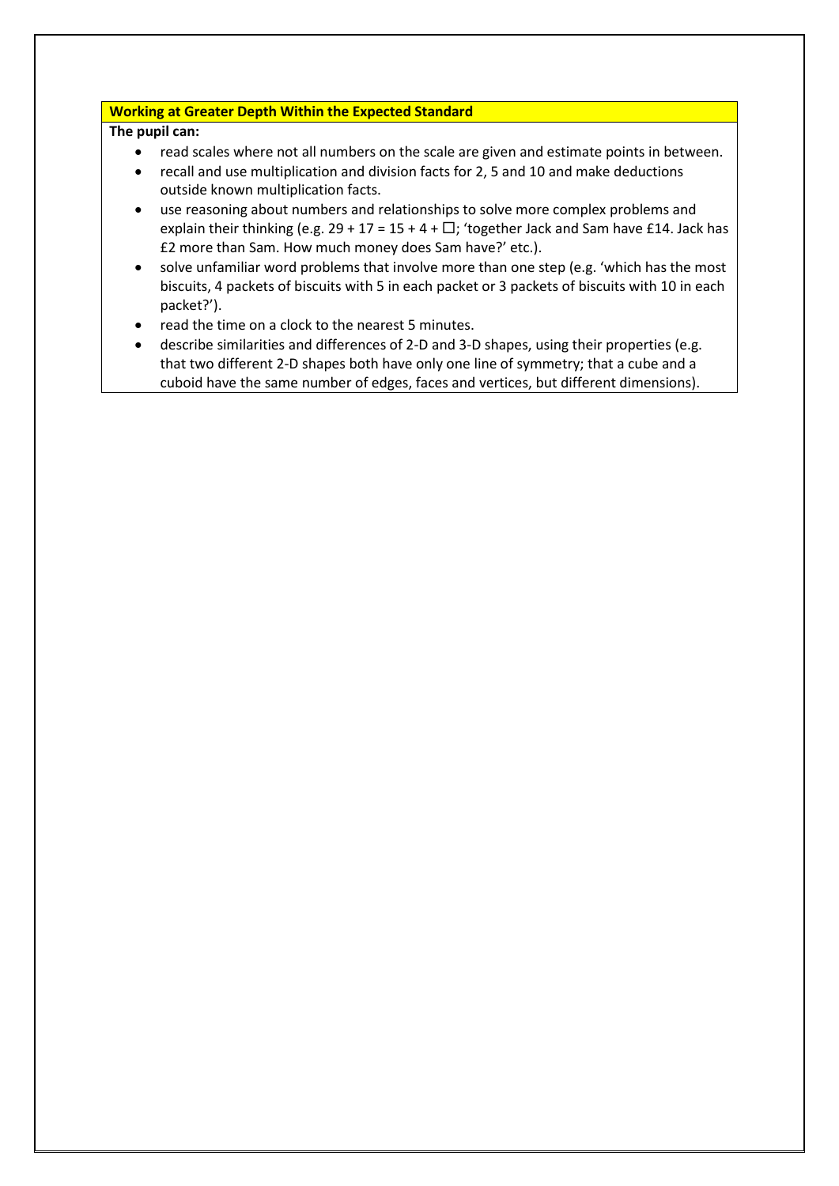## Working at Greater Depth Within the Expected Standard

**The pupil can:**

- read scales where not all numbers on the scale are given and estimate points in between.
- recall and use multiplication and division facts for 2, 5 and 10 and make deductions outside known multiplication facts.
- use reasoning about numbers and relationships to solve more complex problems and explain their thinking (e.g. $29 + 17 = 15 + 4 + \square$; 'together Jack and Sam have £14. Jack has £2 more than Sam. How much money does Sam have?' etc.).
- solve unfamiliar word problems that involve more than one step (e.g. 'which has the most biscuits, 4 packets of biscuits with 5 in each packet or 3 packets of biscuits with 10 in each packet?').
- read the time on a clock to the nearest 5 minutes.
- describe similarities and differences of 2-D and 3-D shapes, using their properties (e.g. that two different 2-D shapes both have only one line of symmetry; that a cube and a cuboid have the same number of edges, faces and vertices, but different dimensions).